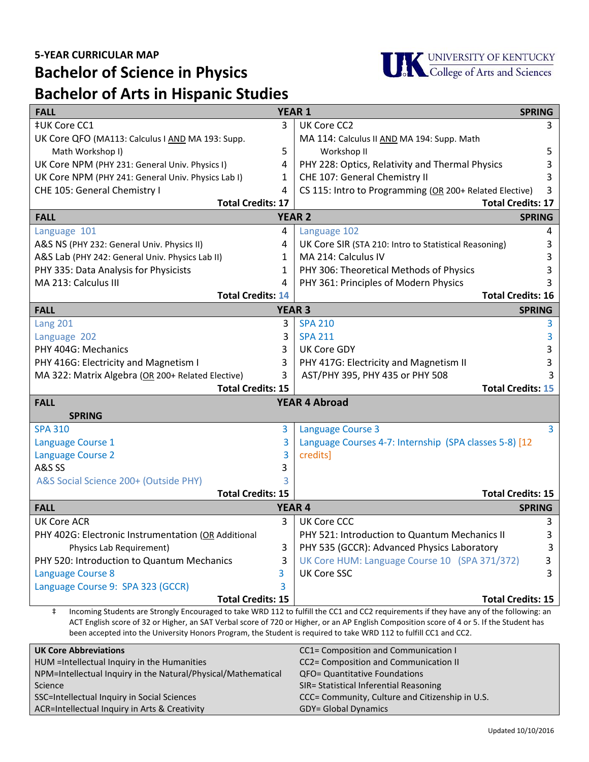**5-YEAR CURRICULAR MAP**

# Bachelor of Science in Physics
# Bachelor of Arts in Hispanic Studies

UNIVERSITY OF KENTUCKY College of Arts and Sciences

| FALL | | SPRING | |
|---|---|---|---|
| **YEAR 1** | | | |
| ‡UK Core CC1 | 3 | UK Core CC2 | 3 |
| UK Core QFO (MA113: Calculus I AND MA 193: Supp. Math Workshop I) | 5 | MA 114: Calculus II AND MA 194: Supp. Math Workshop II | 5 |
| UK Core NPM (PHY 231: General Univ. Physics I) | 4 | PHY 228: Optics, Relativity and Thermal Physics | 3 |
| UK Core NPM (PHY 241: General Univ. Physics Lab I) | 1 | CHE 107: General Chemistry II | 3 |
| CHE 105: General Chemistry I | 4 | CS 115: Intro to Programming (OR 200+ Related Elective) | 3 |
| **Total Credits: 17** | | **Total Credits: 17** | |
| **YEAR 2** | | | |
| Language 101 | 4 | Language 102 | 4 |
| A&S NS (PHY 232: General Univ. Physics II) | 4 | UK Core SIR (STA 210: Intro to Statistical Reasoning) | 3 |
| A&S Lab (PHY 242: General Univ. Physics Lab II) | 1 | MA 214: Calculus IV | 3 |
| PHY 335: Data Analysis for Physicists | 1 | PHY 306: Theoretical Methods of Physics | 3 |
| MA 213: Calculus III | 4 | PHY 361: Principles of Modern Physics | 3 |
| **Total Credits: 14** | | **Total Credits: 16** | |
| **YEAR 3** | | | |
| Lang 201 | 3 | SPA 210 | 3 |
| Language 202 | 3 | SPA 211 | 3 |
| PHY 404G: Mechanics | 3 | UK Core GDY | 3 |
| PHY 416G: Electricity and Magnetism I | 3 | PHY 417G: Electricity and Magnetism II | 3 |
| MA 322: Matrix Algebra (OR 200+ Related Elective) | 3 | AST/PHY 395, PHY 435 or PHY 508 | 3 |
| **Total Credits: 15** | | **Total Credits: 15** | |
| **YEAR 4 Abroad** | | | |
| SPA 310 | 3 | Language Course 3 | 3 |
| Language Course 1 | 3 | Language Courses 4-7: Internship (SPA classes 5-8) [12 credits] | |
| Language Course 2 | 3 | | |
| A&S SS | 3 | | |
| A&S Social Science 200+ (Outside PHY) | 3 | | |
| **Total Credits: 15** | | **Total Credits: 15** | |
| **YEAR 4** | | | |
| UK Core ACR | 3 | UK Core CCC | 3 |
| PHY 402G: Electronic Instrumentation (OR Additional Physics Lab Requirement) | 3 | PHY 521: Introduction to Quantum Mechanics II | 3 |
| PHY 520: Introduction to Quantum Mechanics | 3 | PHY 535 (GCCR): Advanced Physics Laboratory | 3 |
| Language Course 8 | 3 | UK Core HUM: Language Course 10 (SPA 371/372) | 3 |
| Language Course 9: SPA 323 (GCCR) | 3 | UK Core SSC | 3 |
| **Total Credits: 15** | | **Total Credits: 15** | |

‡ Incoming Students are Strongly Encouraged to take WRD 112 to fulfill the CC1 and CC2 requirements if they have any of the following: an ACT English score of 32 or Higher, an SAT Verbal score of 720 or Higher, or an AP English Composition score of 4 or 5. If the Student has been accepted into the University Honors Program, the Student is required to take WRD 112 to fulfill CC1 and CC2.

**UK Core Abbreviations**

- HUM =Intellectual Inquiry in the Humanities
- NPM=Intellectual Inquiry in the Natural/Physical/Mathematical Science
- SSC=Intellectual Inquiry in Social Sciences
- ACR=Intellectual Inquiry in Arts & Creativity
- CC1= Composition and Communication I
- CC2= Composition and Communication II
- QFO= Quantitative Foundations
- SIR= Statistical Inferential Reasoning
- CCC= Community, Culture and Citizenship in U.S.
- GDY= Global Dynamics

Updated 10/10/2016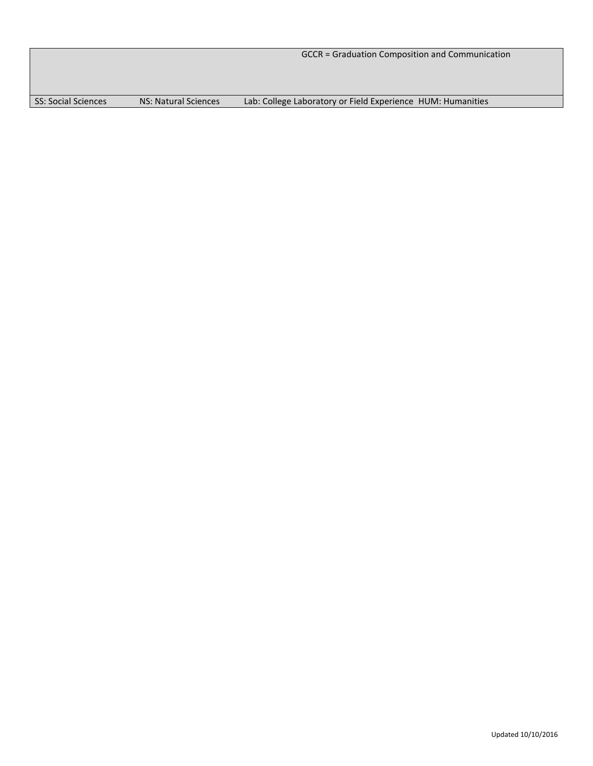| | | | |
|---|---|---|---|
| | | GCCR = Graduation Composition and Communication | |
| SS: Social Sciences | NS: Natural Sciences | Lab: College Laboratory or Field Experience | HUM: Humanities |

Updated 10/10/2016